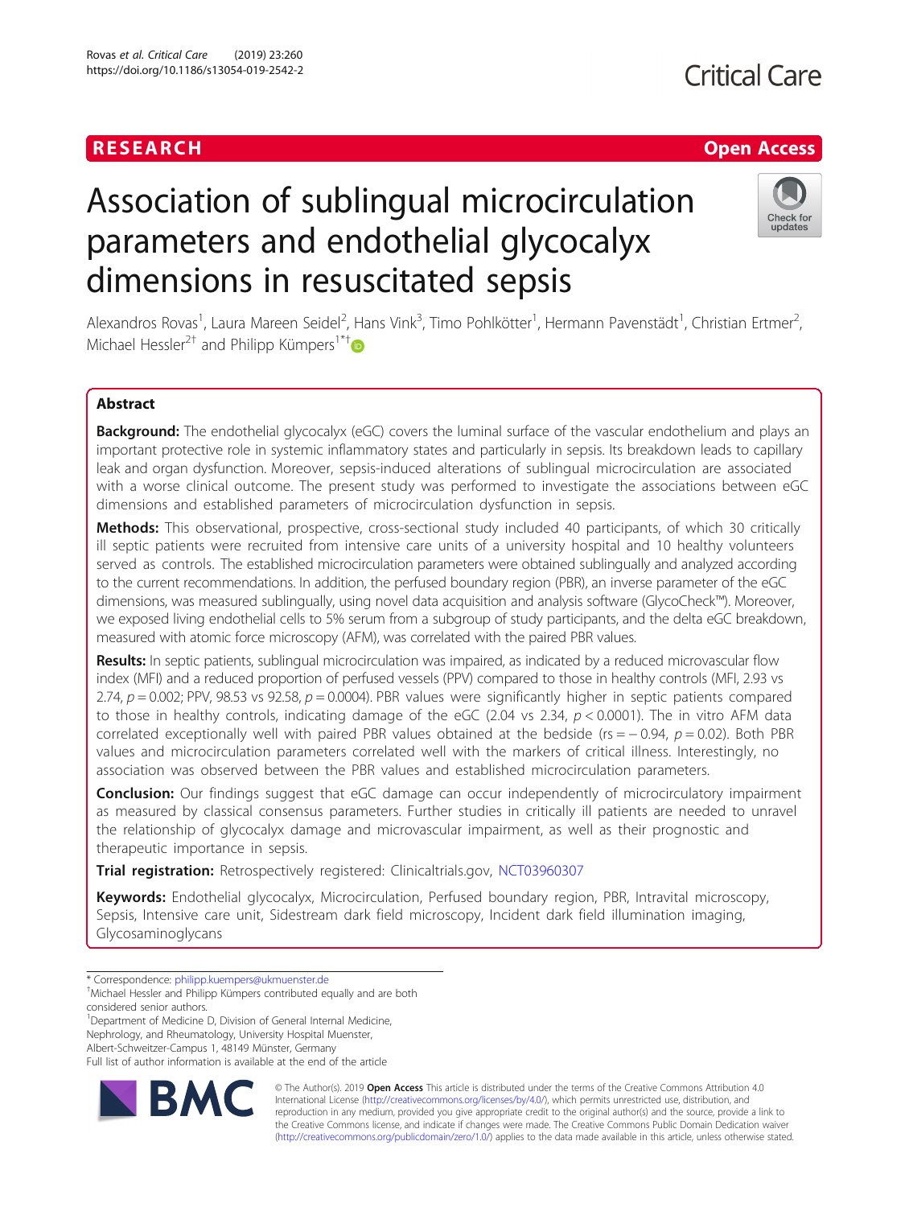RESEARCH

Open Access

# Association of sublingual microcirculation parameters and endothelial glycocalyx dimensions in resuscitated sepsis

Alexandros Rovas[1], Laura Mareen Seidel[2], Hans Vink[3], Timo Pohlkötter[1], Hermann Pavenstädt[1], Christian Ertmer[2], Michael Hessler[2†] and Philipp Kümpers[1*†]

## Abstract

**Background:** The endothelial glycocalyx (eGC) covers the luminal surface of the vascular endothelium and plays an important protective role in systemic inflammatory states and particularly in sepsis. Its breakdown leads to capillary leak and organ dysfunction. Moreover, sepsis-induced alterations of sublingual microcirculation are associated with a worse clinical outcome. The present study was performed to investigate the associations between eGC dimensions and established parameters of microcirculation dysfunction in sepsis.

**Methods:** This observational, prospective, cross-sectional study included 40 participants, of which 30 critically ill septic patients were recruited from intensive care units of a university hospital and 10 healthy volunteers served as controls. The established microcirculation parameters were obtained sublingually and analyzed according to the current recommendations. In addition, the perfused boundary region (PBR), an inverse parameter of the eGC dimensions, was measured sublingually, using novel data acquisition and analysis software (GlycoCheck™). Moreover, we exposed living endothelial cells to 5% serum from a subgroup of study participants, and the delta eGC breakdown, measured with atomic force microscopy (AFM), was correlated with the paired PBR values.

**Results:** In septic patients, sublingual microcirculation was impaired, as indicated by a reduced microvascular flow index (MFI) and a reduced proportion of perfused vessels (PPV) compared to those in healthy controls (MFI, 2.93 vs 2.74, $p = 0.002$; PPV, 98.53 vs 92.58, $p = 0.0004$). PBR values were significantly higher in septic patients compared to those in healthy controls, indicating damage of the eGC (2.04 vs 2.34, $p < 0.0001$). The in vitro AFM data correlated exceptionally well with paired PBR values obtained at the bedside ($r_s = -0.94$, $p = 0.02$). Both PBR values and microcirculation parameters correlated well with the markers of critical illness. Interestingly, no association was observed between the PBR values and established microcirculation parameters.

**Conclusion:** Our findings suggest that eGC damage can occur independently of microcirculatory impairment as measured by classical consensus parameters. Further studies in critically ill patients are needed to unravel the relationship of glycocalyx damage and microvascular impairment, as well as their prognostic and therapeutic importance in sepsis.

**Trial registration:** Retrospectively registered: Clinicaltrials.gov, NCT03960307

**Keywords:** Endothelial glycocalyx, Microcirculation, Perfused boundary region, PBR, Intravital microscopy, Sepsis, Intensive care unit, Sidestream dark field microscopy, Incident dark field illumination imaging, Glycosaminoglycans

\* Correspondence: philipp.kuempers@ukmuenster.de

†Michael Hessler and Philipp Kümpers contributed equally and are both considered senior authors.

[1]Department of Medicine D, Division of General Internal Medicine, Nephrology, and Rheumatology, University Hospital Muenster, Albert-Schweitzer-Campus 1, 48149 Münster, Germany

Full list of author information is available at the end of the article

© The Author(s). 2019 **Open Access** This article is distributed under the terms of the Creative Commons Attribution 4.0 International License (http://creativecommons.org/licenses/by/4.0/), which permits unrestricted use, distribution, and reproduction in any medium, provided you give appropriate credit to the original author(s) and the source, provide a link to the Creative Commons license, and indicate if changes were made. The Creative Commons Public Domain Dedication waiver (http://creativecommons.org/publicdomain/zero/1.0/) applies to the data made available in this article, unless otherwise stated.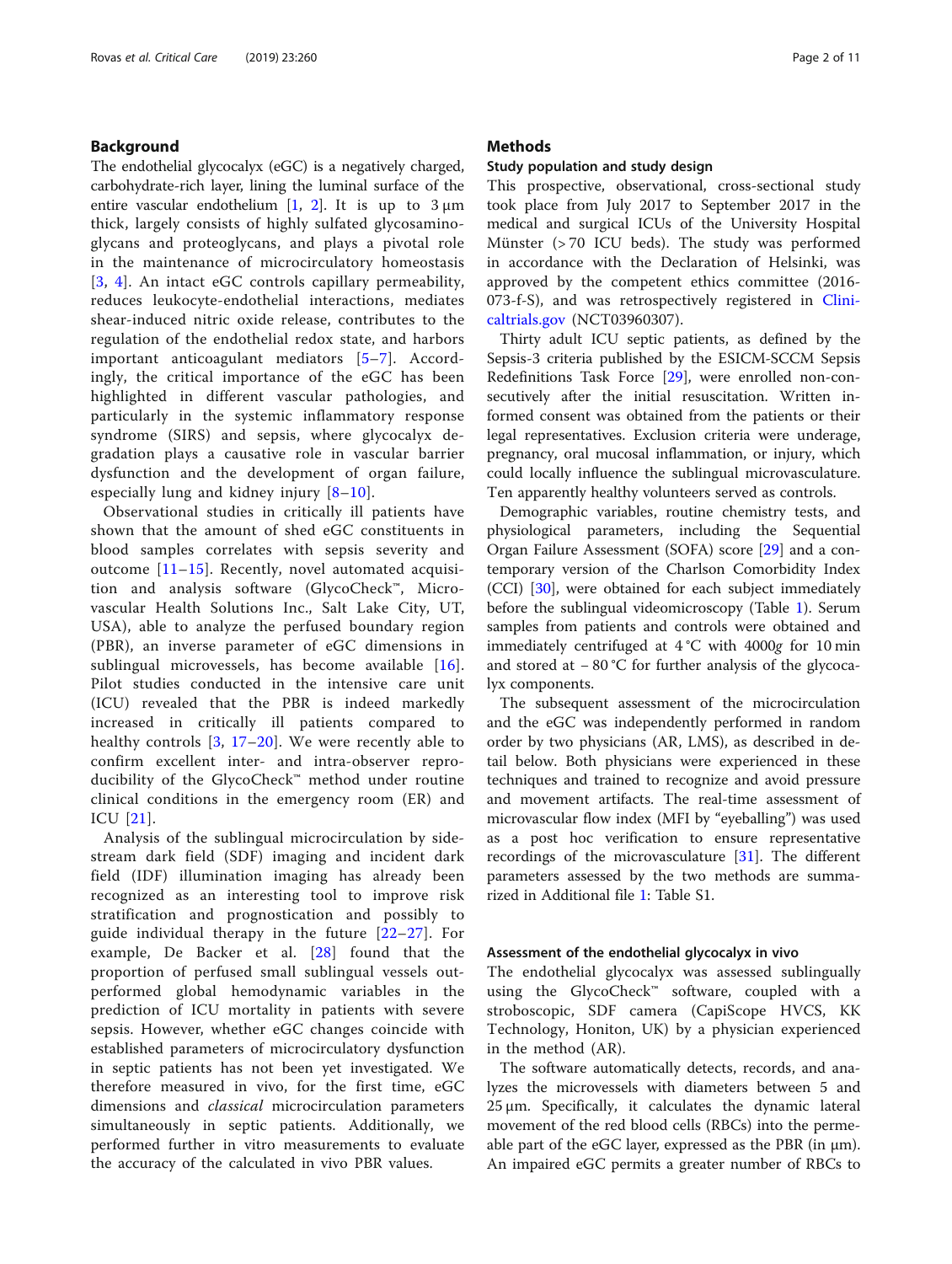## Background

The endothelial glycocalyx (eGC) is a negatively charged, carbohydrate-rich layer, lining the luminal surface of the entire vascular endothelium [1, 2]. It is up to 3 μm thick, largely consists of highly sulfated glycosaminoglycans and proteoglycans, and plays a pivotal role in the maintenance of microcirculatory homeostasis [3, 4]. An intact eGC controls capillary permeability, reduces leukocyte-endothelial interactions, mediates shear-induced nitric oxide release, contributes to the regulation of the endothelial redox state, and harbors important anticoagulant mediators [5–7]. Accordingly, the critical importance of the eGC has been highlighted in different vascular pathologies, and particularly in the systemic inflammatory response syndrome (SIRS) and sepsis, where glycocalyx degradation plays a causative role in vascular barrier dysfunction and the development of organ failure, especially lung and kidney injury [8–10].

Observational studies in critically ill patients have shown that the amount of shed eGC constituents in blood samples correlates with sepsis severity and outcome [11–15]. Recently, novel automated acquisition and analysis software (GlycoCheck™, Microvascular Health Solutions Inc., Salt Lake City, UT, USA), able to analyze the perfused boundary region (PBR), an inverse parameter of eGC dimensions in sublingual microvessels, has become available [16]. Pilot studies conducted in the intensive care unit (ICU) revealed that the PBR is indeed markedly increased in critically ill patients compared to healthy controls [3, 17–20]. We were recently able to confirm excellent inter- and intra-observer reproducibility of the GlycoCheck™ method under routine clinical conditions in the emergency room (ER) and ICU [21].

Analysis of the sublingual microcirculation by sidestream dark field (SDF) imaging and incident dark field (IDF) illumination imaging has already been recognized as an interesting tool to improve risk stratification and prognostication and possibly to guide individual therapy in the future [22–27]. For example, De Backer et al. [28] found that the proportion of perfused small sublingual vessels outperformed global hemodynamic variables in the prediction of ICU mortality in patients with severe sepsis. However, whether eGC changes coincide with established parameters of microcirculatory dysfunction in septic patients has not been yet investigated. We therefore measured in vivo, for the first time, eGC dimensions and *classical* microcirculation parameters simultaneously in septic patients. Additionally, we performed further in vitro measurements to evaluate the accuracy of the calculated in vivo PBR values.

## Methods

### Study population and study design

This prospective, observational, cross-sectional study took place from July 2017 to September 2017 in the medical and surgical ICUs of the University Hospital Münster (> 70 ICU beds). The study was performed in accordance with the Declaration of Helsinki, was approved by the competent ethics committee (2016-073-f-S), and was retrospectively registered in Clinicaltrials.gov (NCT03960307).

Thirty adult ICU septic patients, as defined by the Sepsis-3 criteria published by the ESICM-SCCM Sepsis Redefinitions Task Force [29], were enrolled non-consecutively after the initial resuscitation. Written informed consent was obtained from the patients or their legal representatives. Exclusion criteria were underage, pregnancy, oral mucosal inflammation, or injury, which could locally influence the sublingual microvasculature. Ten apparently healthy volunteers served as controls.

Demographic variables, routine chemistry tests, and physiological parameters, including the Sequential Organ Failure Assessment (SOFA) score [29] and a contemporary version of the Charlson Comorbidity Index (CCI) [30], were obtained for each subject immediately before the sublingual videomicroscopy (Table 1). Serum samples from patients and controls were obtained and immediately centrifuged at 4 °C with 4000*g* for 10 min and stored at − 80 °C for further analysis of the glycocalyx components.

The subsequent assessment of the microcirculation and the eGC was independently performed in random order by two physicians (AR, LMS), as described in detail below. Both physicians were experienced in these techniques and trained to recognize and avoid pressure and movement artifacts. The real-time assessment of microvascular flow index (MFI by "eyeballing") was used as a post hoc verification to ensure representative recordings of the microvasculature [31]. The different parameters assessed by the two methods are summarized in Additional file 1: Table S1.

### Assessment of the endothelial glycocalyx in vivo

The endothelial glycocalyx was assessed sublingually using the GlycoCheck™ software, coupled with a stroboscopic, SDF camera (CapiScope HVCS, KK Technology, Honiton, UK) by a physician experienced in the method (AR).

The software automatically detects, records, and analyzes the microvessels with diameters between 5 and 25 μm. Specifically, it calculates the dynamic lateral movement of the red blood cells (RBCs) into the permeable part of the eGC layer, expressed as the PBR (in μm). An impaired eGC permits a greater number of RBCs to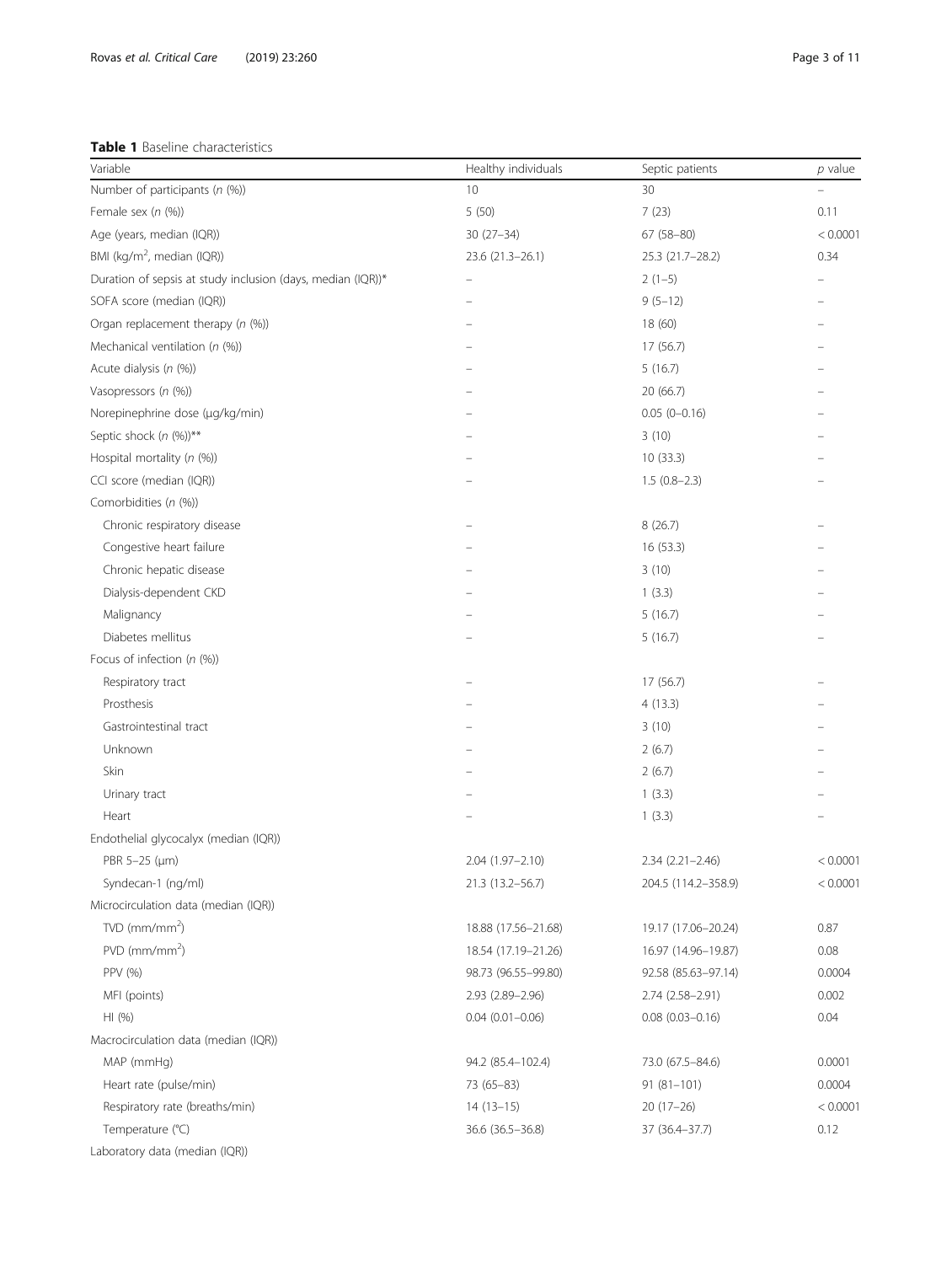**Table 1** Baseline characteristics

| Variable | Healthy individuals | Septic patients | *p* value |
|---|---|---|---|
| Number of participants (*n* (%)) | 10 | 30 | – |
| Female sex (*n* (%)) | 5 (50) | 7 (23) | 0.11 |
| Age (years, median (IQR)) | 30 (27–34) | 67 (58–80) | < 0.0001 |
| BMI (kg/m$^2$, median (IQR)) | 23.6 (21.3–26.1) | 25.3 (21.7–28.2) | 0.34 |
| Duration of sepsis at study inclusion (days, median (IQR))* | – | 2 (1–5) | – |
| SOFA score (median (IQR)) | – | 9 (5–12) | – |
| Organ replacement therapy (*n* (%)) | – | 18 (60) | – |
| Mechanical ventilation (*n* (%)) | – | 17 (56.7) | – |
| Acute dialysis (*n* (%)) | – | 5 (16.7) | – |
| Vasopressors (*n* (%)) | – | 20 (66.7) | – |
| Norepinephrine dose (μg/kg/min) | – | 0.05 (0–0.16) | – |
| Septic shock (*n* (%))** | – | 3 (10) | – |
| Hospital mortality (*n* (%)) | – | 10 (33.3) | – |
| CCI score (median (IQR)) | – | 1.5 (0.8–2.3) | – |
| Comorbidities (*n* (%)) | | | |
| Chronic respiratory disease | – | 8 (26.7) | – |
| Congestive heart failure | – | 16 (53.3) | – |
| Chronic hepatic disease | – | 3 (10) | – |
| Dialysis-dependent CKD | – | 1 (3.3) | – |
| Malignancy | – | 5 (16.7) | – |
| Diabetes mellitus | – | 5 (16.7) | – |
| Focus of infection (*n* (%)) | | | |
| Respiratory tract | – | 17 (56.7) | – |
| Prosthesis | – | 4 (13.3) | – |
| Gastrointestinal tract | – | 3 (10) | – |
| Unknown | – | 2 (6.7) | – |
| Skin | – | 2 (6.7) | – |
| Urinary tract | – | 1 (3.3) | – |
| Heart | – | 1 (3.3) | – |
| Endothelial glycocalyx (median (IQR)) | | | |
| PBR 5–25 (μm) | 2.04 (1.97–2.10) | 2.34 (2.21–2.46) | < 0.0001 |
| Syndecan-1 (ng/ml) | 21.3 (13.2–56.7) | 204.5 (114.2–358.9) | < 0.0001 |
| Microcirculation data (median (IQR)) | | | |
| TVD (mm/mm$^2$) | 18.88 (17.56–21.68) | 19.17 (17.06–20.24) | 0.87 |
| PVD (mm/mm$^2$) | 18.54 (17.19–21.26) | 16.97 (14.96–19.87) | 0.08 |
| PPV (%) | 98.73 (96.55–99.80) | 92.58 (85.63–97.14) | 0.0004 |
| MFI (points) | 2.93 (2.89–2.96) | 2.74 (2.58–2.91) | 0.002 |
| HI (%) | 0.04 (0.01–0.06) | 0.08 (0.03–0.16) | 0.04 |
| Macrocirculation data (median (IQR)) | | | |
| MAP (mmHg) | 94.2 (85.4–102.4) | 73.0 (67.5–84.6) | 0.0001 |
| Heart rate (pulse/min) | 73 (65–83) | 91 (81–101) | 0.0004 |
| Respiratory rate (breaths/min) | 14 (13–15) | 20 (17–26) | < 0.0001 |
| Temperature (°C) | 36.6 (36.5–36.8) | 37 (36.4–37.7) | 0.12 |
| Laboratory data (median (IQR)) | | | |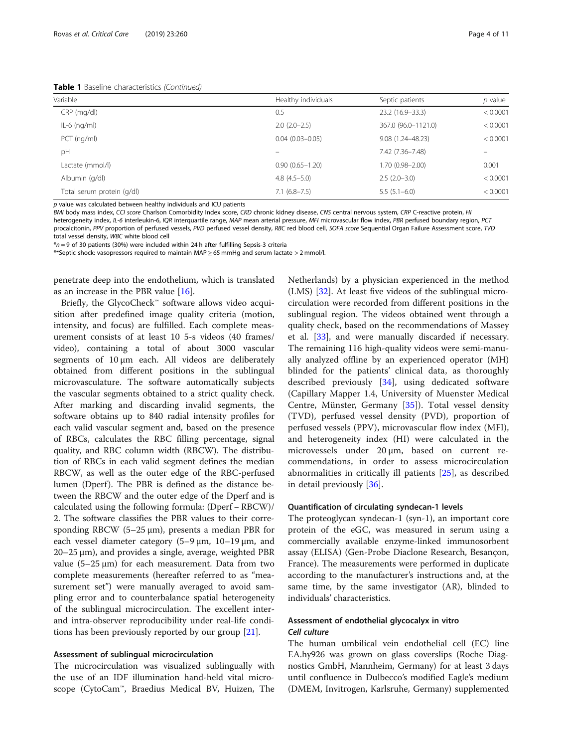**Table 1** Baseline characteristics *(Continued)*

| Variable | Healthy individuals | Septic patients | *p* value |
|---|---|---|---|
| CRP (mg/dl) | 0.5 | 23.2 (16.9–33.3) | < 0.0001 |
| IL-6 (ng/ml) | 2.0 (2.0–2.5) | 367.0 (96.0–1121.0) | < 0.0001 |
| PCT (ng/ml) | 0.04 (0.03–0.05) | 9.08 (1.24–48.23) | < 0.0001 |
| pH | – | 7.42 (7.36–7.48) | – |
| Lactate (mmol/l) | 0.90 (0.65–1.20) | 1.70 (0.98–2.00) | 0.001 |
| Albumin (g/dl) | 4.8 (4.5–5.0) | 2.5 (2.0–3.0) | < 0.0001 |
| Total serum protein (g/dl) | 7.1 (6.8–7.5) | 5.5 (5.1–6.0) | < 0.0001 |

*p* value was calculated between healthy individuals and ICU patients

*BMI* body mass index, *CCI score* Charlson Comorbidity Index score, *CKD* chronic kidney disease, *CNS* central nervous system, *CRP* C-reactive protein, *HI* heterogeneity index, *IL-6* interleukin-6, *IQR* interquartile range, *MAP* mean arterial pressure, *MFI* microvascular flow index, *PBR* perfused boundary region, *PCT* procalcitonin, *PPV* proportion of perfused vessels, *PVD* perfused vessel density, *RBC* red blood cell, *SOFA score* Sequential Organ Failure Assessment score, *TVD* total vessel density, *WBC* white blood cell

*$n = 9$ of 30 patients (30%) were included within 24 h after fulfilling Sepsis-3 criteria

**Septic shock: vasopressors required to maintain MAP ≥ 65 mmHg and serum lactate > 2 mmol/l.

penetrate deep into the endothelium, which is translated as an increase in the PBR value [16].

Briefly, the GlycoCheck™ software allows video acquisition after predefined image quality criteria (motion, intensity, and focus) are fulfilled. Each complete measurement consists of at least 10 5-s videos (40 frames/video), containing a total of about 3000 vascular segments of 10 μm each. All videos are deliberately obtained from different positions in the sublingual microvasculature. The software automatically subjects the vascular segments obtained to a strict quality check. After marking and discarding invalid segments, the software obtains up to 840 radial intensity profiles for each valid vascular segment and, based on the presence of RBCs, calculates the RBC filling percentage, signal quality, and RBC column width (RBCW). The distribution of RBCs in each valid segment defines the median RBCW, as well as the outer edge of the RBC-perfused lumen (Dperf). The PBR is defined as the distance between the RBCW and the outer edge of the Dperf and is calculated using the following formula: (Dperf – RBCW)/2. The software classifies the PBR values to their corresponding RBCW (5–25 μm), presents a median PBR for each vessel diameter category (5–9 μm, 10–19 μm, and 20–25 μm), and provides a single, average, weighted PBR value (5–25 μm) for each measurement. Data from two complete measurements (hereafter referred to as "measurement set") were manually averaged to avoid sampling error and to counterbalance spatial heterogeneity of the sublingual microcirculation. The excellent inter- and intra-observer reproducibility under real-life conditions has been previously reported by our group [21].

### Assessment of sublingual microcirculation

The microcirculation was visualized sublingually with the use of an IDF illumination hand-held vital microscope (CytoCam™, Braedius Medical BV, Huizen, The Netherlands) by a physician experienced in the method (LMS) [32]. At least five videos of the sublingual microcirculation were recorded from different positions in the sublingual region. The videos obtained went through a quality check, based on the recommendations of Massey et al. [33], and were manually discarded if necessary. The remaining 116 high-quality videos were semi-manually analyzed offline by an experienced operator (MH) blinded for the patients' clinical data, as thoroughly described previously [34], using dedicated software (Capillary Mapper 1.4, University of Muenster Medical Centre, Münster, Germany [35]). Total vessel density (TVD), perfused vessel density (PVD), proportion of perfused vessels (PPV), microvascular flow index (MFI), and heterogeneity index (HI) were calculated in the microvessels under 20 μm, based on current recommendations, in order to assess microcirculation abnormalities in critically ill patients [25], as described in detail previously [36].

### Quantification of circulating syndecan-1 levels

The proteoglycan syndecan-1 (syn-1), an important core protein of the eGC, was measured in serum using a commercially available enzyme-linked immunosorbent assay (ELISA) (Gen-Probe Diaclone Research, Besançon, France). The measurements were performed in duplicate according to the manufacturer's instructions and, at the same time, by the same investigator (AR), blinded to individuals' characteristics.

### Assessment of endothelial glycocalyx in vitro

#### *Cell culture*

The human umbilical vein endothelial cell (EC) line EA.hy926 was grown on glass coverslips (Roche Diagnostics GmbH, Mannheim, Germany) for at least 3 days until confluence in Dulbecco's modified Eagle's medium (DMEM, Invitrogen, Karlsruhe, Germany) supplemented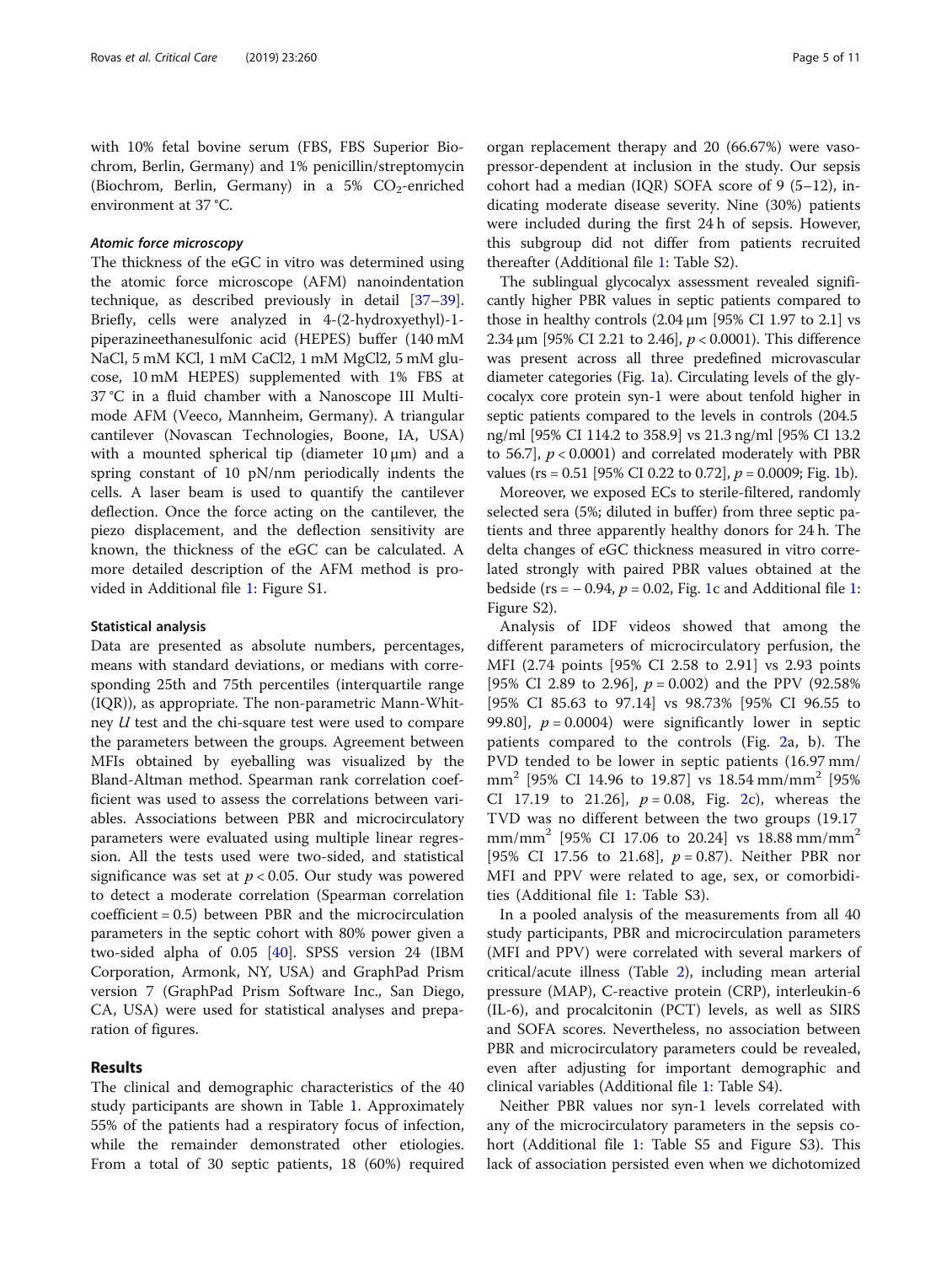with 10% fetal bovine serum (FBS, FBS Superior Biochrom, Berlin, Germany) and 1% penicillin/streptomycin (Biochrom, Berlin, Germany) in a 5% $CO_2$-enriched environment at 37 °C.

#### *Atomic force microscopy*

The thickness of the eGC in vitro was determined using the atomic force microscope (AFM) nanoindentation technique, as described previously in detail [37–39]. Briefly, cells were analyzed in 4-(2-hydroxyethyl)-1-piperazineethanesulfonic acid (HEPES) buffer (140 mM NaCl, 5 mM KCl, 1 mM CaCl2, 1 mM MgCl2, 5 mM glucose, 10 mM HEPES) supplemented with 1% FBS at 37 °C in a fluid chamber with a Nanoscope III Multimode AFM (Veeco, Mannheim, Germany). A triangular cantilever (Novascan Technologies, Boone, IA, USA) with a mounted spherical tip (diameter 10 μm) and a spring constant of 10 pN/nm periodically indents the cells. A laser beam is used to quantify the cantilever deflection. Once the force acting on the cantilever, the piezo displacement, and the deflection sensitivity are known, the thickness of the eGC can be calculated. A more detailed description of the AFM method is provided in Additional file 1: Figure S1.

### Statistical analysis

Data are presented as absolute numbers, percentages, means with standard deviations, or medians with corresponding 25th and 75th percentiles (interquartile range (IQR)), as appropriate. The non-parametric Mann-Whitney *U* test and the chi-square test were used to compare the parameters between the groups. Agreement between MFIs obtained by eyeballing was visualized by the Bland-Altman method. Spearman rank correlation coefficient was used to assess the correlations between variables. Associations between PBR and microcirculatory parameters were evaluated using multiple linear regression. All the tests used were two-sided, and statistical significance was set at $p < 0.05$. Our study was powered to detect a moderate correlation (Spearman correlation coefficient = 0.5) between PBR and the microcirculation parameters in the septic cohort with 80% power given a two-sided alpha of 0.05 [40]. SPSS version 24 (IBM Corporation, Armonk, NY, USA) and GraphPad Prism version 7 (GraphPad Prism Software Inc., San Diego, CA, USA) were used for statistical analyses and preparation of figures.

## Results

The clinical and demographic characteristics of the 40 study participants are shown in Table 1. Approximately 55% of the patients had a respiratory focus of infection, while the remainder demonstrated other etiologies. From a total of 30 septic patients, 18 (60%) required organ replacement therapy and 20 (66.67%) were vasopressor-dependent at inclusion in the study. Our sepsis cohort had a median (IQR) SOFA score of 9 (5–12), indicating moderate disease severity. Nine (30%) patients were included during the first 24 h of sepsis. However, this subgroup did not differ from patients recruited thereafter (Additional file 1: Table S2).

The sublingual glycocalyx assessment revealed significantly higher PBR values in septic patients compared to those in healthy controls (2.04 μm [95% CI 1.97 to 2.1] vs 2.34 μm [95% CI 2.21 to 2.46], $p < 0.0001$). This difference was present across all three predefined microvascular diameter categories (Fig. 1a). Circulating levels of the glycocalyx core protein syn-1 were about tenfold higher in septic patients compared to the levels in controls (204.5 ng/ml [95% CI 114.2 to 358.9] vs 21.3 ng/ml [95% CI 13.2 to 56.7], $p < 0.0001$) and correlated moderately with PBR values (rs = 0.51 [95% CI 0.22 to 0.72], $p = 0.0009$; Fig. 1b).

Moreover, we exposed ECs to sterile-filtered, randomly selected sera (5%; diluted in buffer) from three septic patients and three apparently healthy donors for 24 h. The delta changes of eGC thickness measured in vitro correlated strongly with paired PBR values obtained at the bedside (rs = − 0.94, $p = 0.02$, Fig. 1c and Additional file 1: Figure S2).

Analysis of IDF videos showed that among the different parameters of microcirculatory perfusion, the MFI (2.74 points [95% CI 2.58 to 2.91] vs 2.93 points [95% CI 2.89 to 2.96], $p = 0.002$) and the PPV (92.58% [95% CI 85.63 to 97.14] vs 98.73% [95% CI 96.55 to 99.80], $p = 0.0004$) were significantly lower in septic patients compared to the controls (Fig. 2a, b). The PVD tended to be lower in septic patients (16.97 mm/mm$^2$ [95% CI 14.96 to 19.87] vs 18.54 mm/mm$^2$ [95% CI 17.19 to 21.26], $p = 0.08$, Fig. 2c), whereas the TVD was no different between the two groups (19.17 mm/mm$^2$ [95% CI 17.06 to 20.24] vs 18.88 mm/mm$^2$ [95% CI 17.56 to 21.68], $p = 0.87$). Neither PBR nor MFI and PPV were related to age, sex, or comorbidities (Additional file 1: Table S3).

In a pooled analysis of the measurements from all 40 study participants, PBR and microcirculation parameters (MFI and PPV) were correlated with several markers of critical/acute illness (Table 2), including mean arterial pressure (MAP), C-reactive protein (CRP), interleukin-6 (IL-6), and procalcitonin (PCT) levels, as well as SIRS and SOFA scores. Nevertheless, no association between PBR and microcirculatory parameters could be revealed, even after adjusting for important demographic and clinical variables (Additional file 1: Table S4).

Neither PBR values nor syn-1 levels correlated with any of the microcirculatory parameters in the sepsis cohort (Additional file 1: Table S5 and Figure S3). This lack of association persisted even when we dichotomized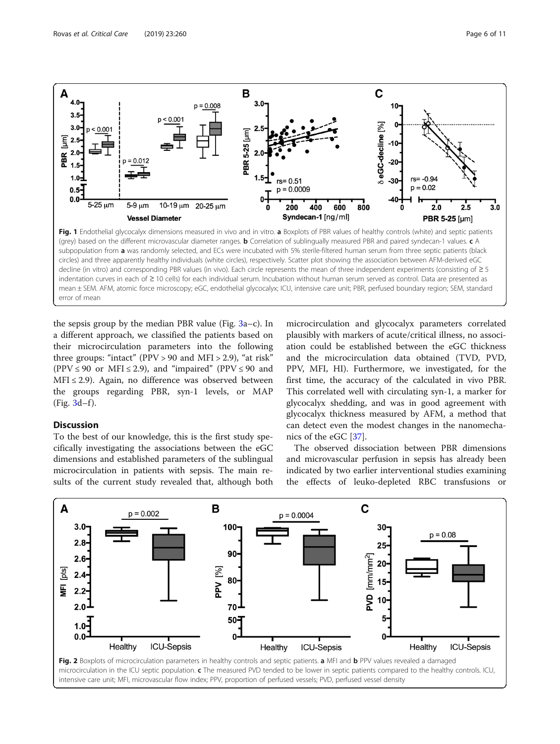**Fig. 1** Endothelial glycocalyx dimensions measured in vivo and in vitro. **a** Boxplots of PBR values of healthy controls (white) and septic patients (grey) based on the different microvascular diameter ranges. **b** Correlation of sublingually measured PBR and paired syndecan-1 values. **c** A subpopulation from **a** was randomly selected, and ECs were incubated with 5% sterile-filtered human serum from three septic patients (black circles) and three apparently healthy individuals (white circles), respectively. Scatter plot showing the association between AFM-derived eGC decline (in vitro) and corresponding PBR values (in vivo). Each circle represents the mean of three independent experiments (consisting of ≥ 5 indentation curves in each of ≥ 10 cells) for each individual serum. Incubation without human serum served as control. Data are presented as mean ± SEM. AFM, atomic force microscopy; eGC, endothelial glycocalyx; ICU, intensive care unit; PBR, perfused boundary region; SEM, standard error of mean

the sepsis group by the median PBR value (Fig. 3a–c). In a different approach, we classified the patients based on their microcirculation parameters into the following three groups: "intact" (PPV > 90 and MFI > 2.9), "at risk" (PPV ≤ 90 or MFI ≤ 2.9), and "impaired" (PPV ≤ 90 and MFI ≤ 2.9). Again, no difference was observed between the groups regarding PBR, syn-1 levels, or MAP (Fig. 3d–f).

## Discussion

To the best of our knowledge, this is the first study specifically investigating the associations between the eGC dimensions and established parameters of the sublingual microcirculation in patients with sepsis. The main results of the current study revealed that, although both microcirculation and glycocalyx parameters correlated plausibly with markers of acute/critical illness, no association could be established between the eGC thickness and the microcirculation data obtained (TVD, PVD, PPV, MFI, HI). Furthermore, we investigated, for the first time, the accuracy of the calculated in vivo PBR. This correlated well with circulating syn-1, a marker for glycocalyx shedding, and was in good agreement with glycocalyx thickness measured by AFM, a method that can detect even the modest changes in the nanomechanics of the eGC [37].

The observed dissociation between PBR dimensions and microvascular perfusion in sepsis has already been indicated by two earlier interventional studies examining the effects of leuko-depleted RBC transfusions or

**Fig. 2** Boxplots of microcirculation parameters in healthy controls and septic patients. **a** MFI and **b** PPV values revealed a damaged microcirculation in the ICU septic population. **c** The measured PVD tended to be lower in septic patients compared to the healthy controls. ICU, intensive care unit; MFI, microvascular flow index; PPV, proportion of perfused vessels; PVD, perfused vessel density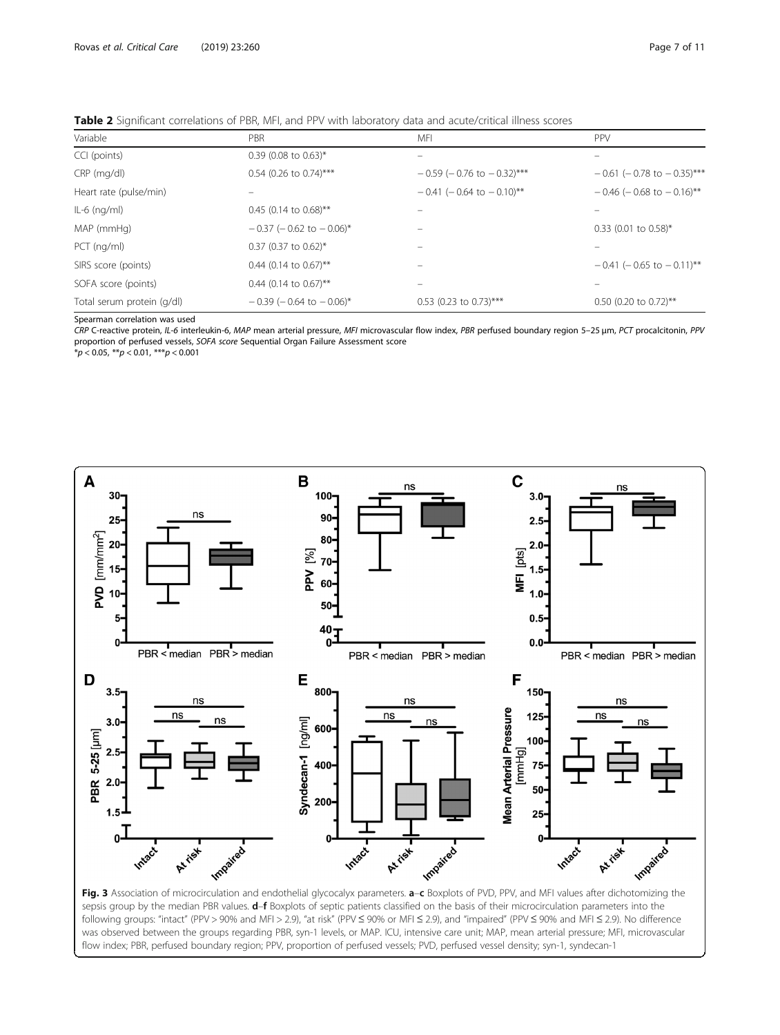**Table 2** Significant correlations of PBR, MFI, and PPV with laboratory data and acute/critical illness scores

| Variable | PBR | MFI | PPV |
| --- | --- | --- | --- |
| CCI (points) | 0.39 (0.08 to 0.63)* | – | – |
| CRP (mg/dl) | 0.54 (0.26 to 0.74)*** | − 0.59 (− 0.76 to − 0.32)*** | − 0.61 (− 0.78 to − 0.35)*** |
| Heart rate (pulse/min) | – | − 0.41 (− 0.64 to − 0.10)** | − 0.46 (− 0.68 to − 0.16)** |
| IL-6 (ng/ml) | 0.45 (0.14 to 0.68)** | – | – |
| MAP (mmHg) | − 0.37 (− 0.62 to − 0.06)* | – | 0.33 (0.01 to 0.58)* |
| PCT (ng/ml) | 0.37 (0.37 to 0.62)* | – | – |
| SIRS score (points) | 0.44 (0.14 to 0.67)** | – | − 0.41 (− 0.65 to − 0.11)** |
| SOFA score (points) | 0.44 (0.14 to 0.67)** | – | – |
| Total serum protein (g/dl) | − 0.39 (− 0.64 to − 0.06)* | 0.53 (0.23 to 0.73)*** | 0.50 (0.20 to 0.72)** |

Spearman correlation was used

*CRP* C-reactive protein, *IL-6* interleukin-6, *MAP* mean arterial pressure, *MFI* microvascular flow index, *PBR* perfused boundary region 5–25 μm, *PCT* procalcitonin, *PPV* proportion of perfused vessels, *SOFA score* Sequential Organ Failure Assessment score

*$p < 0.05$, **$p < 0.01$, ***$p < 0.001$

**Fig. 3** Association of microcirculation and endothelial glycocalyx parameters. **a**–**c** Boxplots of PVD, PPV, and MFI values after dichotomizing the sepsis group by the median PBR values. **d**–**f** Boxplots of septic patients classified on the basis of their microcirculation parameters into the following groups: "intact" (PPV > 90% and MFI > 2.9), "at risk" (PPV ≤ 90% or MFI ≤ 2.9), and "impaired" (PPV ≤ 90% and MFI ≤ 2.9). No difference was observed between the groups regarding PBR, syn-1 levels, or MAP. ICU, intensive care unit; MAP, mean arterial pressure; MFI, microvascular flow index; PBR, perfused boundary region; PPV, proportion of perfused vessels; PVD, perfused vessel density; syn-1, syndecan-1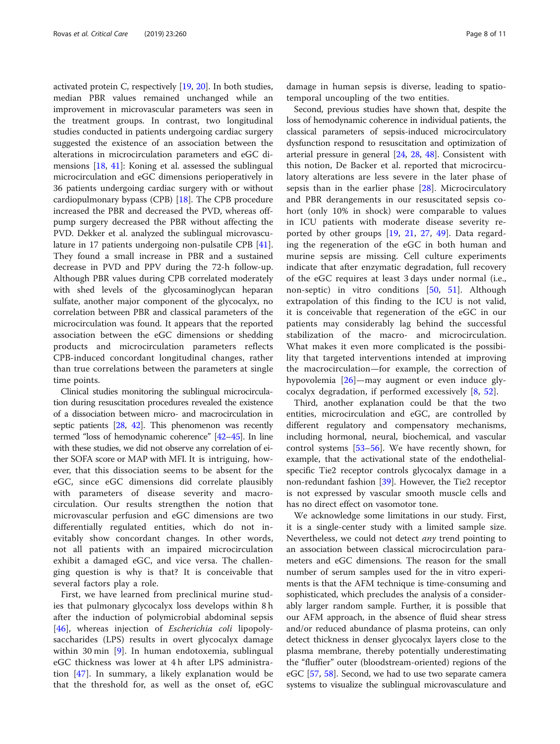activated protein C, respectively [19, 20]. In both studies, median PBR values remained unchanged while an improvement in microvascular parameters was seen in the treatment groups. In contrast, two longitudinal studies conducted in patients undergoing cardiac surgery suggested the existence of an association between the alterations in microcirculation parameters and eGC dimensions [18, 41]: Koning et al. assessed the sublingual microcirculation and eGC dimensions perioperatively in 36 patients undergoing cardiac surgery with or without cardiopulmonary bypass (CPB) [18]. The CPB procedure increased the PBR and decreased the PVD, whereas off-pump surgery decreased the PBR without affecting the PVD. Dekker et al. analyzed the sublingual microvasculature in 17 patients undergoing non-pulsatile CPB [41]. They found a small increase in PBR and a sustained decrease in PVD and PPV during the 72-h follow-up. Although PBR values during CPB correlated moderately with shed levels of the glycosaminoglycan heparan sulfate, another major component of the glycocalyx, no correlation between PBR and classical parameters of the microcirculation was found. It appears that the reported association between the eGC dimensions or shedding products and microcirculation parameters reflects CPB-induced concordant longitudinal changes, rather than true correlations between the parameters at single time points.

Clinical studies monitoring the sublingual microcirculation during resuscitation procedures revealed the existence of a dissociation between micro- and macrocirculation in septic patients [28, 42]. This phenomenon was recently termed "loss of hemodynamic coherence" [42–45]. In line with these studies, we did not observe any correlation of either SOFA score or MAP with MFI. It is intriguing, however, that this dissociation seems to be absent for the eGC, since eGC dimensions did correlate plausibly with parameters of disease severity and macrocirculation. Our results strengthen the notion that microvascular perfusion and eGC dimensions are two differentially regulated entities, which do not inevitably show concordant changes. In other words, not all patients with an impaired microcirculation exhibit a damaged eGC, and vice versa. The challenging question is why is that? It is conceivable that several factors play a role.

First, we have learned from preclinical murine studies that pulmonary glycocalyx loss develops within 8 h after the induction of polymicrobial abdominal sepsis [46], whereas injection of *Escherichia coli* lipopolysaccharides (LPS) results in overt glycocalyx damage within 30 min [9]. In human endotoxemia, sublingual eGC thickness was lower at 4 h after LPS administration [47]. In summary, a likely explanation would be that the threshold for, as well as the onset of, eGC damage in human sepsis is diverse, leading to spatiotemporal uncoupling of the two entities.

Second, previous studies have shown that, despite the loss of hemodynamic coherence in individual patients, the classical parameters of sepsis-induced microcirculatory dysfunction respond to resuscitation and optimization of arterial pressure in general [24, 28, 48]. Consistent with this notion, De Backer et al. reported that microcirculatory alterations are less severe in the later phase of sepsis than in the earlier phase [28]. Microcirculatory and PBR derangements in our resuscitated sepsis cohort (only 10% in shock) were comparable to values in ICU patients with moderate disease severity reported by other groups [19, 21, 27, 49]. Data regarding the regeneration of the eGC in both human and murine sepsis are missing. Cell culture experiments indicate that after enzymatic degradation, full recovery of the eGC requires at least 3 days under normal (i.e., non-septic) in vitro conditions [50, 51]. Although extrapolation of this finding to the ICU is not valid, it is conceivable that regeneration of the eGC in our patients may considerably lag behind the successful stabilization of the macro- and microcirculation. What makes it even more complicated is the possibility that targeted interventions intended at improving the macrocirculation—for example, the correction of hypovolemia [26]—may augment or even induce glycocalyx degradation, if performed excessively [8, 52].

Third, another explanation could be that the two entities, microcirculation and eGC, are controlled by different regulatory and compensatory mechanisms, including hormonal, neural, biochemical, and vascular control systems [53–56]. We have recently shown, for example, that the activational state of the endothelial-specific Tie2 receptor controls glycocalyx damage in a non-redundant fashion [39]. However, the Tie2 receptor is not expressed by vascular smooth muscle cells and has no direct effect on vasomotor tone.

We acknowledge some limitations in our study. First, it is a single-center study with a limited sample size. Nevertheless, we could not detect *any* trend pointing to an association between classical microcirculation parameters and eGC dimensions. The reason for the small number of serum samples used for the in vitro experiments is that the AFM technique is time-consuming and sophisticated, which precludes the analysis of a considerably larger random sample. Further, it is possible that our AFM approach, in the absence of fluid shear stress and/or reduced abundance of plasma proteins, can only detect thickness in denser glycocalyx layers close to the plasma membrane, thereby potentially underestimating the "fluffier" outer (bloodstream-oriented) regions of the eGC [57, 58]. Second, we had to use two separate camera systems to visualize the sublingual microvasculature and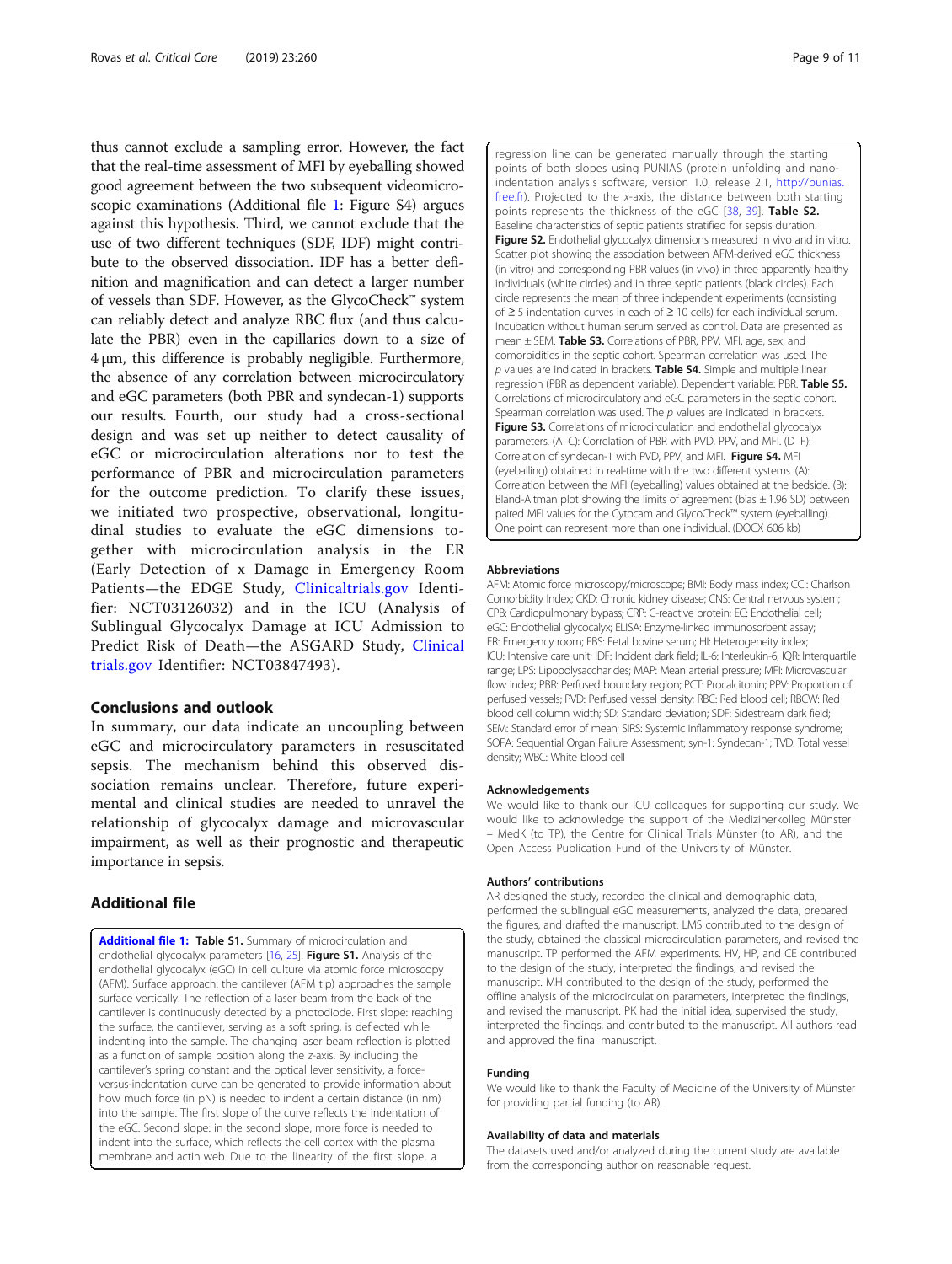thus cannot exclude a sampling error. However, the fact that the real-time assessment of MFI by eyeballing showed good agreement between the two subsequent videomicroscopic examinations (Additional file 1: Figure S4) argues against this hypothesis. Third, we cannot exclude that the use of two different techniques (SDF, IDF) might contribute to the observed dissociation. IDF has a better definition and magnification and can detect a larger number of vessels than SDF. However, as the GlycoCheck™ system can reliably detect and analyze RBC flux (and thus calculate the PBR) even in the capillaries down to a size of 4 μm, this difference is probably negligible. Furthermore, the absence of any correlation between microcirculatory and eGC parameters (both PBR and syndecan-1) supports our results. Fourth, our study had a cross-sectional design and was set up neither to detect causality of eGC or microcirculation alterations nor to test the performance of PBR and microcirculation parameters for the outcome prediction. To clarify these issues, we initiated two prospective, observational, longitudinal studies to evaluate the eGC dimensions together with microcirculation analysis in the ER (Early Detection of x Damage in Emergency Room Patients—the EDGE Study, Clinicaltrials.gov Identifier: NCT03126032) and in the ICU (Analysis of Sublingual Glycocalyx Damage at ICU Admission to Predict Risk of Death—the ASGARD Study, Clinical trials.gov Identifier: NCT03847493).

## Conclusions and outlook

In summary, our data indicate an uncoupling between eGC and microcirculatory parameters in resuscitated sepsis. The mechanism behind this observed dissociation remains unclear. Therefore, future experimental and clinical studies are needed to unravel the relationship of glycocalyx damage and microvascular impairment, as well as their prognostic and therapeutic importance in sepsis.

## Additional file

**Additional file 1: Table S1.** Summary of microcirculation and endothelial glycocalyx parameters [16, 25]. **Figure S1.** Analysis of the endothelial glycocalyx (eGC) in cell culture via atomic force microscopy (AFM). Surface approach: the cantilever (AFM tip) approaches the sample surface vertically. The reflection of a laser beam from the back of the cantilever is continuously detected by a photodiode. First slope: reaching the surface, the cantilever, serving as a soft spring, is deflected while indenting into the sample. The changing laser beam reflection is plotted as a function of sample position along the z-axis. By including the cantilever's spring constant and the optical lever sensitivity, a force-versus-indentation curve can be generated to provide information about how much force (in pN) is needed to indent a certain distance (in nm) into the sample. The first slope of the curve reflects the indentation of the eGC. Second slope: in the second slope, more force is needed to indent into the surface, which reflects the cell cortex with the plasma membrane and actin web. Due to the linearity of the first slope, a regression line can be generated manually through the starting points of both slopes using PUNIAS (protein unfolding and nano-indentation analysis software, version 1.0, release 2.1, http://punias.free.fr). Projected to the x-axis, the distance between both starting points represents the thickness of the eGC [38, 39]. **Table S2.** Baseline characteristics of septic patients stratified for sepsis duration. **Figure S2.** Endothelial glycocalyx dimensions measured in vivo and in vitro. Scatter plot showing the association between AFM-derived eGC thickness (in vitro) and corresponding PBR values (in vivo) in three apparently healthy individuals (white circles) and in three septic patients (black circles). Each circle represents the mean of three independent experiments (consisting of ≥ 5 indentation curves in each of ≥ 10 cells) for each individual serum. Incubation without human serum served as control. Data are presented as mean ± SEM. **Table S3.** Correlations of PBR, PPV, MFI, age, sex, and comorbidities in the septic cohort. Spearman correlation was used. The p values are indicated in brackets. **Table S4.** Simple and multiple linear regression (PBR as dependent variable). Dependent variable: PBR. **Table S5.** Correlations of microcirculatory and eGC parameters in the septic cohort. Spearman correlation was used. The p values are indicated in brackets. **Figure S3.** Correlations of microcirculation and endothelial glycocalyx parameters. (A–C): Correlation of PBR with PVD, PPV, and MFI. (D–F): Correlation of syndecan-1 with PVD, PPV, and MFI. **Figure S4.** MFI (eyeballing) obtained in real-time with the two different systems. (A): Correlation between the MFI (eyeballing) values obtained at the bedside. (B): Bland-Altman plot showing the limits of agreement (bias ± 1.96 SD) between paired MFI values for the Cytocam and GlycoCheck™ system (eyeballing). One point can represent more than one individual. (DOCX 606 kb)

### Abbreviations

AFM: Atomic force microscopy/microscope; BMI: Body mass index; CCI: Charlson Comorbidity Index; CKD: Chronic kidney disease; CNS: Central nervous system; CPB: Cardiopulmonary bypass; CRP: C-reactive protein; EC: Endothelial cell; eGC: Endothelial glycocalyx; ELISA: Enzyme-linked immunosorbent assay; ER: Emergency room; FBS: Fetal bovine serum; HI: Heterogeneity index; ICU: Intensive care unit; IDF: Incident dark field; IL-6: Interleukin-6; IQR: Interquartile range; LPS: Lipopolysaccharides; MAP: Mean arterial pressure; MFI: Microvascular flow index; PBR: Perfused boundary region; PCT: Procalcitonin; PPV: Proportion of perfused vessels; PVD: Perfused vessel density; RBC: Red blood cell; RBCW: Red blood cell column width; SD: Standard deviation; SDF: Sidestream dark field; SEM: Standard error of mean; SIRS: Systemic inflammatory response syndrome; SOFA: Sequential Organ Failure Assessment; syn-1: Syndecan-1; TVD: Total vessel density; WBC: White blood cell

### Acknowledgements

We would like to thank our ICU colleagues for supporting our study. We would like to acknowledge the support of the Medizinerkolleg Münster – MedK (to TP), the Centre for Clinical Trials Münster (to AR), and the Open Access Publication Fund of the University of Münster.

### Authors' contributions

AR designed the study, recorded the clinical and demographic data, performed the sublingual eGC measurements, analyzed the data, prepared the figures, and drafted the manuscript. LMS contributed to the design of the study, obtained the classical microcirculation parameters, and revised the manuscript. TP performed the AFM experiments. HV, HP, and CE contributed to the design of the study, interpreted the findings, and revised the manuscript. MH contributed to the design of the study, performed the offline analysis of the microcirculation parameters, interpreted the findings, and revised the manuscript. PK had the initial idea, supervised the study, interpreted the findings, and contributed to the manuscript. All authors read and approved the final manuscript.

### Funding

We would like to thank the Faculty of Medicine of the University of Münster for providing partial funding (to AR).

### Availability of data and materials

The datasets used and/or analyzed during the current study are available from the corresponding author on reasonable request.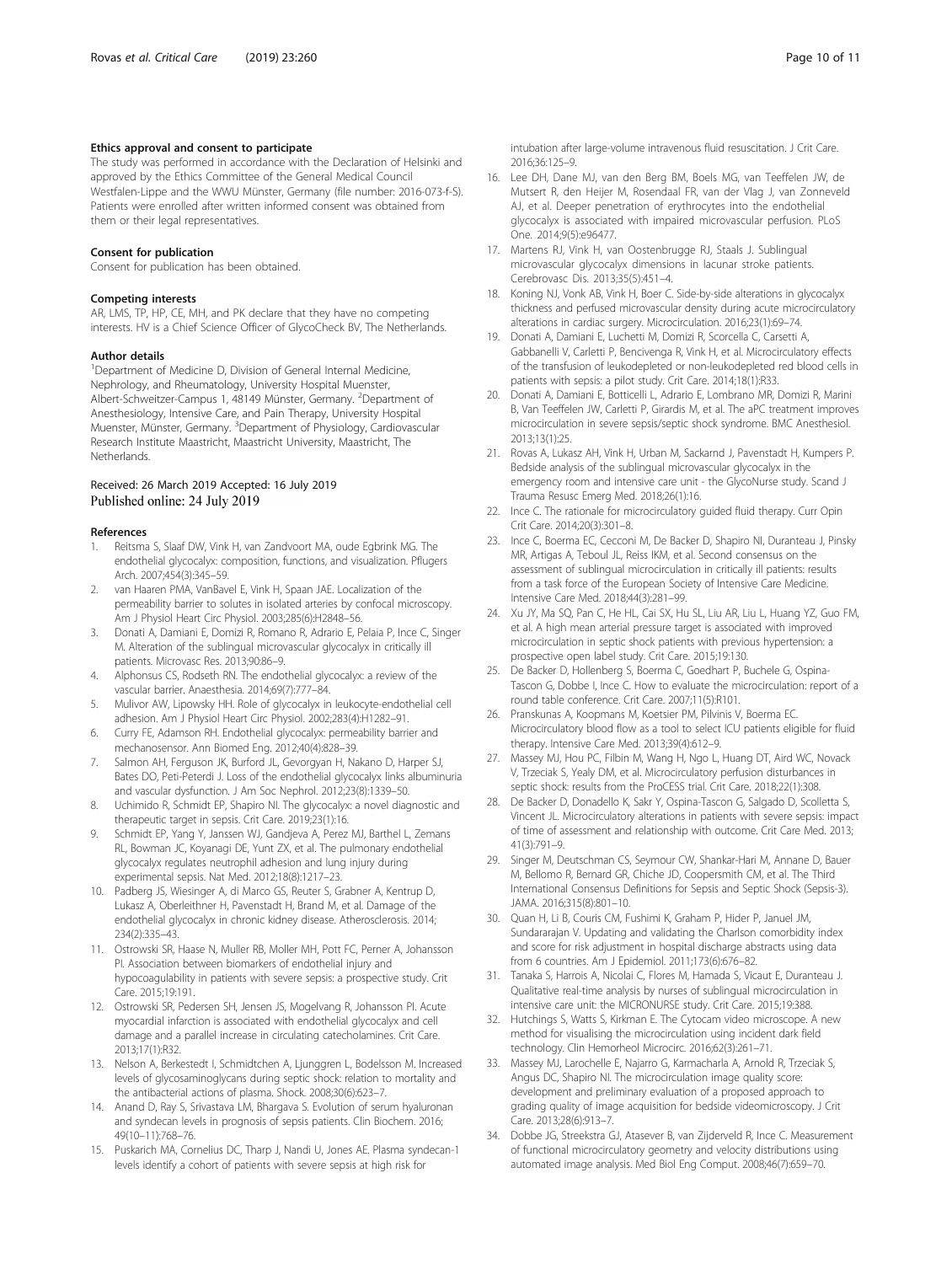#### Ethics approval and consent to participate

The study was performed in accordance with the Declaration of Helsinki and approved by the Ethics Committee of the General Medical Council Westfalen-Lippe and the WWU Münster, Germany (file number: 2016-073-f-S). Patients were enrolled after written informed consent was obtained from them or their legal representatives.

#### Consent for publication

Consent for publication has been obtained.

#### Competing interests

AR, LMS, TP, HP, CE, MH, and PK declare that they have no competing interests. HV is a Chief Science Officer of GlycoCheck BV, The Netherlands.

#### Author details

[1]Department of Medicine D, Division of General Internal Medicine, Nephrology, and Rheumatology, University Hospital Muenster, Albert-Schweitzer-Campus 1, 48149 Münster, Germany. [2]Department of Anesthesiology, Intensive Care, and Pain Therapy, University Hospital Muenster, Münster, Germany. [3]Department of Physiology, Cardiovascular Research Institute Maastricht, Maastricht University, Maastricht, The Netherlands.

Received: 26 March 2019 Accepted: 16 July 2019
Published online: 24 July 2019

#### References

1. Reitsma S, Slaaf DW, Vink H, van Zandvoort MA, oude Egbrink MG. The endothelial glycocalyx: composition, functions, and visualization. Pflugers Arch. 2007;454(3):345–59.
2. van Haaren PMA, VanBavel E, Vink H, Spaan JAE. Localization of the permeability barrier to solutes in isolated arteries by confocal microscopy. Am J Physiol Heart Circ Physiol. 2003;285(6):H2848–56.
3. Donati A, Damiani E, Domizi R, Romano R, Adrario E, Pelaia P, Ince C, Singer M. Alteration of the sublingual microvascular glycocalyx in critically ill patients. Microvasc Res. 2013;90:86–9.
4. Alphonsus CS, Rodseth RN. The endothelial glycocalyx: a review of the vascular barrier. Anaesthesia. 2014;69(7):777–84.
5. Mulivor AW, Lipowsky HH. Role of glycocalyx in leukocyte-endothelial cell adhesion. Am J Physiol Heart Circ Physiol. 2002;283(4):H1282–91.
6. Curry FE, Adamson RH. Endothelial glycocalyx: permeability barrier and mechanosensor. Ann Biomed Eng. 2012;40(4):828–39.
7. Salmon AH, Ferguson JK, Burford JL, Gevorgyan H, Nakano D, Harper SJ, Bates DO, Peti-Peterdi J. Loss of the endothelial glycocalyx links albuminuria and vascular dysfunction. J Am Soc Nephrol. 2012;23(8):1339–50.
8. Uchimido R, Schmidt EP, Shapiro NI. The glycocalyx: a novel diagnostic and therapeutic target in sepsis. Crit Care. 2019;23(1):16.
9. Schmidt EP, Yang Y, Janssen WJ, Gandjeva A, Perez MJ, Barthel L, Zemans RL, Bowman JC, Koyanagi DE, Yunt ZX, et al. The pulmonary endothelial glycocalyx regulates neutrophil adhesion and lung injury during experimental sepsis. Nat Med. 2012;18(8):1217–23.
10. Padberg JS, Wiesinger A, di Marco GS, Reuter S, Grabner A, Kentrup D, Lukasz A, Oberleithner H, Pavenstadt H, Brand M, et al. Damage of the endothelial glycocalyx in chronic kidney disease. Atherosclerosis. 2014; 234(2):335–43.
11. Ostrowski SR, Haase N, Muller RB, Moller MH, Pott FC, Perner A, Johansson PI. Association between biomarkers of endothelial injury and hypocoagulability in patients with severe sepsis: a prospective study. Crit Care. 2015;19:191.
12. Ostrowski SR, Pedersen SH, Jensen JS, Mogelvang R, Johansson PI. Acute myocardial infarction is associated with endothelial glycocalyx and cell damage and a parallel increase in circulating catecholamines. Crit Care. 2013;17(1):R32.
13. Nelson A, Berkestedt I, Schmidtchen A, Ljunggren L, Bodelsson M. Increased levels of glycosaminoglycans during septic shock: relation to mortality and the antibacterial actions of plasma. Shock. 2008;30(6):623–7.
14. Anand D, Ray S, Srivastava LM, Bhargava S. Evolution of serum hyaluronan and syndecan levels in prognosis of sepsis patients. Clin Biochem. 2016; 49(10–11):768–76.
15. Puskarich MA, Cornelius DC, Tharp J, Nandi U, Jones AE. Plasma syndecan-1 levels identify a cohort of patients with severe sepsis at high risk for intubation after large-volume intravenous fluid resuscitation. J Crit Care. 2016;36:125–9.
16. Lee DH, Dane MJ, van den Berg BM, Boels MG, van Teeffelen JW, de Mutsert R, den Heijer M, Rosendaal FR, van der Vlag J, van Zonneveld AJ, et al. Deeper penetration of erythrocytes into the endothelial glycocalyx is associated with impaired microvascular perfusion. PLoS One. 2014;9(5):e96477.
17. Martens RJ, Vink H, van Oostenbrugge RJ, Staals J. Sublingual microvascular glycocalyx dimensions in lacunar stroke patients. Cerebrovasc Dis. 2013;35(5):451–4.
18. Koning NJ, Vonk AB, Vink H, Boer C. Side-by-side alterations in glycocalyx thickness and perfused microvascular density during acute microcirculatory alterations in cardiac surgery. Microcirculation. 2016;23(1):69–74.
19. Donati A, Damiani E, Luchetti M, Domizi R, Scorcella C, Carsetti A, Gabbanelli V, Carletti P, Bencivenga R, Vink H, et al. Microcirculatory effects of the transfusion of leukodepleted or non-leukodepleted red blood cells in patients with sepsis: a pilot study. Crit Care. 2014;18(1):R33.
20. Donati A, Damiani E, Botticelli L, Adrario E, Lombrano MR, Domizi R, Marini B, Van Teeffelen JW, Carletti P, Girardis M, et al. The aPC treatment improves microcirculation in severe sepsis/septic shock syndrome. BMC Anesthesiol. 2013;13(1):25.
21. Rovas A, Lukasz AH, Vink H, Urban M, Sackarnd J, Pavenstadt H, Kumpers P. Bedside analysis of the sublingual microvascular glycocalyx in the emergency room and intensive care unit - the GlycoNurse study. Scand J Trauma Resusc Emerg Med. 2018;26(1):16.
22. Ince C. The rationale for microcirculatory guided fluid therapy. Curr Opin Crit Care. 2014;20(3):301–8.
23. Ince C, Boerma EC, Cecconi M, De Backer D, Shapiro NI, Duranteau J, Pinsky MR, Artigas A, Teboul JL, Reiss IKM, et al. Second consensus on the assessment of sublingual microcirculation in critically ill patients: results from a task force of the European Society of Intensive Care Medicine. Intensive Care Med. 2018;44(3):281–99.
24. Xu JY, Ma SQ, Pan C, He HL, Cai SX, Hu SL, Liu AR, Liu L, Huang YZ, Guo FM, et al. A high mean arterial pressure target is associated with improved microcirculation in septic shock patients with previous hypertension: a prospective open label study. Crit Care. 2015;19:130.
25. De Backer D, Hollenberg S, Boerma C, Goedhart P, Buchele G, Ospina-Tascon G, Dobbe I, Ince C. How to evaluate the microcirculation: report of a round table conference. Crit Care. 2007;11(5):R101.
26. Pranskunas A, Koopmans M, Koetsier PM, Pilvinis V, Boerma EC. Microcirculatory blood flow as a tool to select ICU patients eligible for fluid therapy. Intensive Care Med. 2013;39(4):612–9.
27. Massey MJ, Hou PC, Filbin M, Wang H, Ngo L, Huang DT, Aird WC, Novack V, Trzeciak S, Yealy DM, et al. Microcirculatory perfusion disturbances in septic shock: results from the ProCESS trial. Crit Care. 2018;22(1):308.
28. De Backer D, Donadello K, Sakr Y, Ospina-Tascon G, Salgado D, Scolletta S, Vincent JL. Microcirculatory alterations in patients with severe sepsis: impact of time of assessment and relationship with outcome. Crit Care Med. 2013; 41(3):791–9.
29. Singer M, Deutschman CS, Seymour CW, Shankar-Hari M, Annane D, Bauer M, Bellomo R, Bernard GR, Chiche JD, Coopersmith CM, et al. The Third International Consensus Definitions for Sepsis and Septic Shock (Sepsis-3). JAMA. 2016;315(8):801–10.
30. Quan H, Li B, Couris CM, Fushimi K, Graham P, Hider P, Januel JM, Sundararajan V. Updating and validating the Charlson comorbidity index and score for risk adjustment in hospital discharge abstracts using data from 6 countries. Am J Epidemiol. 2011;173(6):676–82.
31. Tanaka S, Harrois A, Nicolai C, Flores M, Hamada S, Vicaut E, Duranteau J. Qualitative real-time analysis by nurses of sublingual microcirculation in intensive care unit: the MICRONURSE study. Crit Care. 2015;19:388.
32. Hutchings S, Watts S, Kirkman E. The Cytocam video microscope. A new method for visualising the microcirculation using incident dark field technology. Clin Hemorheol Microcirc. 2016;62(3):261–71.
33. Massey MJ, Larochelle E, Najarro G, Karmacharla A, Arnold R, Trzeciak S, Angus DC, Shapiro NI. The microcirculation image quality score: development and preliminary evaluation of a proposed approach to grading quality of image acquisition for bedside videomicroscopy. J Crit Care. 2013;28(6):913–7.
34. Dobbe JG, Streekstra GJ, Atasever B, van Zijderveld R, Ince C. Measurement of functional microcirculatory geometry and velocity distributions using automated image analysis. Med Biol Eng Comput. 2008;46(7):659–70.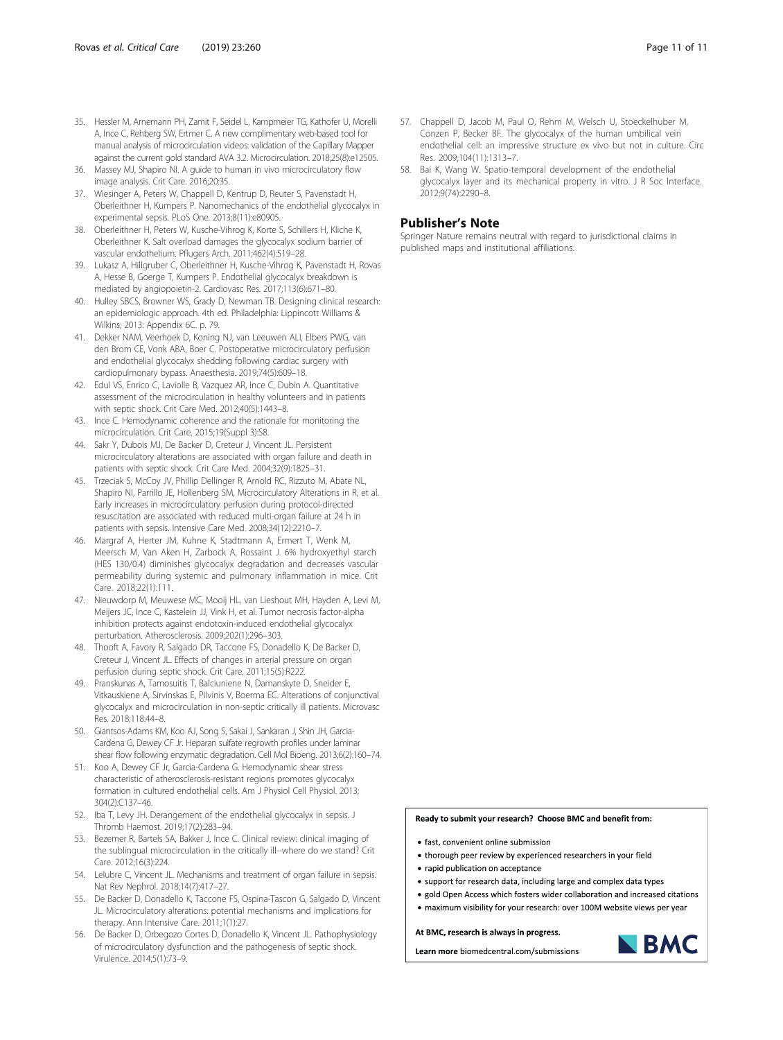35. Hessler M, Arnemann PH, Zamit F, Seidel L, Kampmeier TG, Kathofer U, Morelli A, Ince C, Rehberg SW, Ertmer C. A new complimentary web-based tool for manual analysis of microcirculation videos: validation of the Capillary Mapper against the current gold standard AVA 3.2. Microcirculation. 2018;25(8):e12505.
36. Massey MJ, Shapiro NI. A guide to human in vivo microcirculatory flow image analysis. Crit Care. 2016;20:35.
37. Wiesinger A, Peters W, Chappell D, Kentrup D, Reuter S, Pavenstadt H, Oberleithner H, Kumpers P. Nanomechanics of the endothelial glycocalyx in experimental sepsis. PLoS One. 2013;8(11):e80905.
38. Oberleithner H, Peters W, Kusche-Vihrog K, Korte S, Schillers H, Kliche K, Oberleithner K. Salt overload damages the glycocalyx sodium barrier of vascular endothelium. Pflugers Arch. 2011;462(4):519–28.
39. Lukasz A, Hillgruber C, Oberleithner H, Kusche-Vihrog K, Pavenstadt H, Rovas A, Hesse B, Goerge T, Kumpers P. Endothelial glycocalyx breakdown is mediated by angiopoietin-2. Cardiovasc Res. 2017;113(6):671–80.
40. Hulley SBCS, Browner WS, Grady D, Newman TB. Designing clinical research: an epidemiologic approach. 4th ed. Philadelphia: Lippincott Williams & Wilkins; 2013: Appendix 6C. p. 79.
41. Dekker NAM, Veerhoek D, Koning NJ, van Leeuwen ALI, Elbers PWG, van den Brom CE, Vonk ABA, Boer C. Postoperative microcirculatory perfusion and endothelial glycocalyx shedding following cardiac surgery with cardiopulmonary bypass. Anaesthesia. 2019;74(5):609–18.
42. Edul VS, Enrico C, Laviolle B, Vazquez AR, Ince C, Dubin A. Quantitative assessment of the microcirculation in healthy volunteers and in patients with septic shock. Crit Care Med. 2012;40(5):1443–8.
43. Ince C. Hemodynamic coherence and the rationale for monitoring the microcirculation. Crit Care. 2015;19(Suppl 3):S8.
44. Sakr Y, Dubois MJ, De Backer D, Creteur J, Vincent JL. Persistent microcirculatory alterations are associated with organ failure and death in patients with septic shock. Crit Care Med. 2004;32(9):1825–31.
45. Trzeciak S, McCoy JV, Phillip Dellinger R, Arnold RC, Rizzuto M, Abate NL, Shapiro NI, Parrillo JE, Hollenberg SM, Microcirculatory Alterations in R, et al. Early increases in microcirculatory perfusion during protocol-directed resuscitation are associated with reduced multi-organ failure at 24 h in patients with sepsis. Intensive Care Med. 2008;34(12):2210–7.
46. Margraf A, Herter JM, Kuhne K, Stadtmann A, Ermert T, Wenk M, Meersch M, Van Aken H, Zarbock A, Rossaint J. 6% hydroxyethyl starch (HES 130/0.4) diminishes glycocalyx degradation and decreases vascular permeability during systemic and pulmonary inflammation in mice. Crit Care. 2018;22(1):111.
47. Nieuwdorp M, Meuwese MC, Mooij HL, van Lieshout MH, Hayden A, Levi M, Meijers JC, Ince C, Kastelein JJ, Vink H, et al. Tumor necrosis factor-alpha inhibition protects against endotoxin-induced endothelial glycocalyx perturbation. Atherosclerosis. 2009;202(1):296–303.
48. Thooft A, Favory R, Salgado DR, Taccone FS, Donadello K, De Backer D, Creteur J, Vincent JL. Effects of changes in arterial pressure on organ perfusion during septic shock. Crit Care. 2011;15(5):R222.
49. Pranskunas A, Tamosuitis T, Balciuniene N, Damanskyte D, Sneider E, Vitkauskiene A, Sirvinskas E, Pilvinis V, Boerma EC. Alterations of conjunctival glycocalyx and microcirculation in non-septic critically ill patients. Microvasc Res. 2018;118:44–8.
50. Giantsos-Adams KM, Koo AJ, Song S, Sakai J, Sankaran J, Shin JH, Garcia-Cardena G, Dewey CF Jr. Heparan sulfate regrowth profiles under laminar shear flow following enzymatic degradation. Cell Mol Bioeng. 2013;6(2):160–74.
51. Koo A, Dewey CF Jr, Garcia-Cardena G. Hemodynamic shear stress characteristic of atherosclerosis-resistant regions promotes glycocalyx formation in cultured endothelial cells. Am J Physiol Cell Physiol. 2013;304(2):C137–46.
52. Iba T, Levy JH. Derangement of the endothelial glycocalyx in sepsis. J Thromb Haemost. 2019;17(2):283–94.
53. Bezemer R, Bartels SA, Bakker J, Ince C. Clinical review: clinical imaging of the sublingual microcirculation in the critically ill--where do we stand? Crit Care. 2012;16(3):224.
54. Lelubre C, Vincent JL. Mechanisms and treatment of organ failure in sepsis. Nat Rev Nephrol. 2018;14(7):417–27.
55. De Backer D, Donadello K, Taccone FS, Ospina-Tascon G, Salgado D, Vincent JL. Microcirculatory alterations: potential mechanisms and implications for therapy. Ann Intensive Care. 2011;1(1):27.
56. De Backer D, Orbegozo Cortes D, Donadello K, Vincent JL. Pathophysiology of microcirculatory dysfunction and the pathogenesis of septic shock. Virulence. 2014;5(1):73–9.
57. Chappell D, Jacob M, Paul O, Rehm M, Welsch U, Stoeckelhuber M, Conzen P, Becker BF. The glycocalyx of the human umbilical vein endothelial cell: an impressive structure ex vivo but not in culture. Circ Res. 2009;104(11):1313–7.
58. Bai K, Wang W. Spatio-temporal development of the endothelial glycocalyx layer and its mechanical property in vitro. J R Soc Interface. 2012;9(74):2290–8.

## Publisher's Note

Springer Nature remains neutral with regard to jurisdictional claims in published maps and institutional affiliations.

**Ready to submit your research? Choose BMC and benefit from:**

- fast, convenient online submission
- thorough peer review by experienced researchers in your field
- rapid publication on acceptance
- support for research data, including large and complex data types
- gold Open Access which fosters wider collaboration and increased citations
- maximum visibility for your research: over 100M website views per year

**At BMC, research is always in progress.**

**Learn more** biomedcentral.com/submissions

BMC